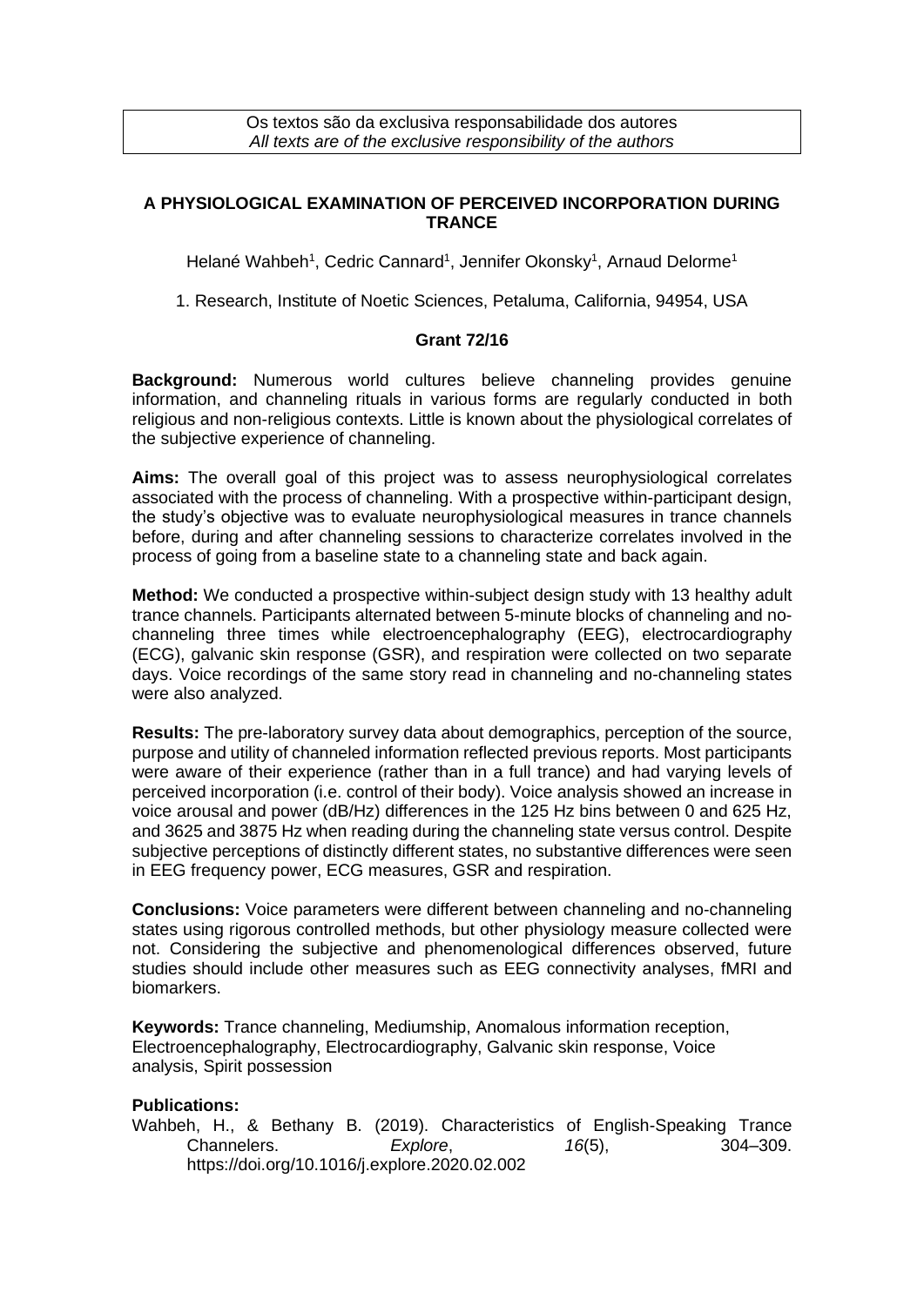Os textos são da exclusiva responsabilidade dos autores
*All texts are of the exclusive responsibility of the authors*

## A PHYSIOLOGICAL EXAMINATION OF PERCEIVED INCORPORATION DURING TRANCE

Helané Wahbeh[1], Cedric Cannard[1], Jennifer Okonsky[1], Arnaud Delorme[1]

1. Research, Institute of Noetic Sciences, Petaluma, California, 94954, USA

**Grant 72/16**

**Background:** Numerous world cultures believe channeling provides genuine information, and channeling rituals in various forms are regularly conducted in both religious and non-religious contexts. Little is known about the physiological correlates of the subjective experience of channeling.

**Aims:** The overall goal of this project was to assess neurophysiological correlates associated with the process of channeling. With a prospective within-participant design, the study's objective was to evaluate neurophysiological measures in trance channels before, during and after channeling sessions to characterize correlates involved in the process of going from a baseline state to a channeling state and back again.

**Method:** We conducted a prospective within-subject design study with 13 healthy adult trance channels. Participants alternated between 5-minute blocks of channeling and no-channeling three times while electroencephalography (EEG), electrocardiography (ECG), galvanic skin response (GSR), and respiration were collected on two separate days. Voice recordings of the same story read in channeling and no-channeling states were also analyzed.

**Results:** The pre-laboratory survey data about demographics, perception of the source, purpose and utility of channeled information reflected previous reports. Most participants were aware of their experience (rather than in a full trance) and had varying levels of perceived incorporation (i.e. control of their body). Voice analysis showed an increase in voice arousal and power (dB/Hz) differences in the 125 Hz bins between 0 and 625 Hz, and 3625 and 3875 Hz when reading during the channeling state versus control. Despite subjective perceptions of distinctly different states, no substantive differences were seen in EEG frequency power, ECG measures, GSR and respiration.

**Conclusions:** Voice parameters were different between channeling and no-channeling states using rigorous controlled methods, but other physiology measure collected were not. Considering the subjective and phenomenological differences observed, future studies should include other measures such as EEG connectivity analyses, fMRI and biomarkers.

**Keywords:** Trance channeling, Mediumship, Anomalous information reception, Electroencephalography, Electrocardiography, Galvanic skin response, Voice analysis, Spirit possession

**Publications:**

Wahbeh, H., & Bethany B. (2019). Characteristics of English-Speaking Trance Channelers. *Explore*, *16*(5), 304–309. https://doi.org/10.1016/j.explore.2020.02.002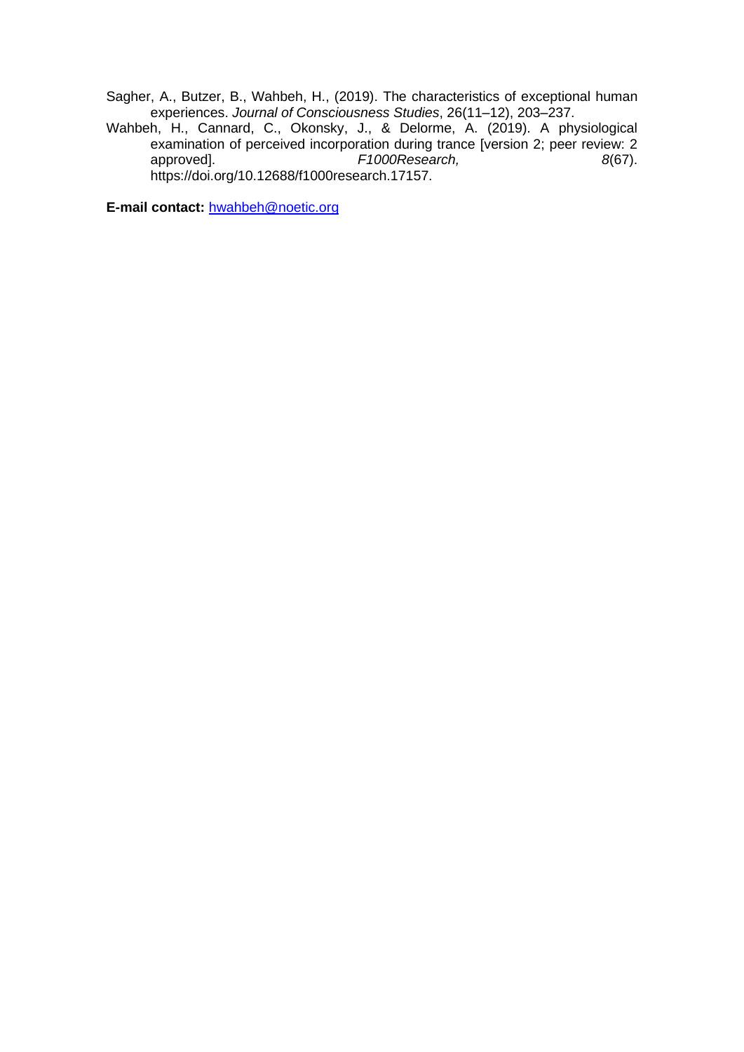Sagher, A., Butzer, B., Wahbeh, H., (2019). The characteristics of exceptional human experiences. *Journal of Consciousness Studies*, 26(11–12), 203–237.

Wahbeh, H., Cannard, C., Okonsky, J., & Delorme, A. (2019). A physiological examination of perceived incorporation during trance [version 2; peer review: 2 approved]. *F1000Research, 8*(67). https://doi.org/10.12688/f1000research.17157.

**E-mail contact:** hwahbeh@noetic.org